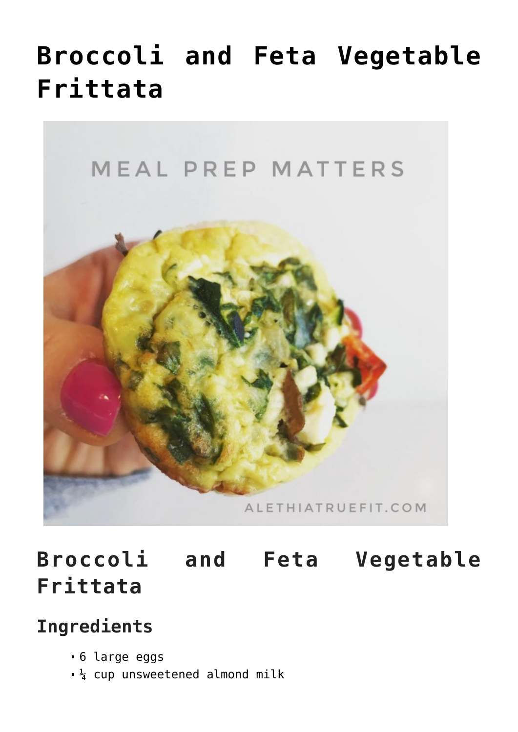# Broccoli and Feta Vegetable Frittata

## Broccoli and Feta Vegetable Frittata

### Ingredients

- 6 large eggs
- ¼ cup unsweetened almond milk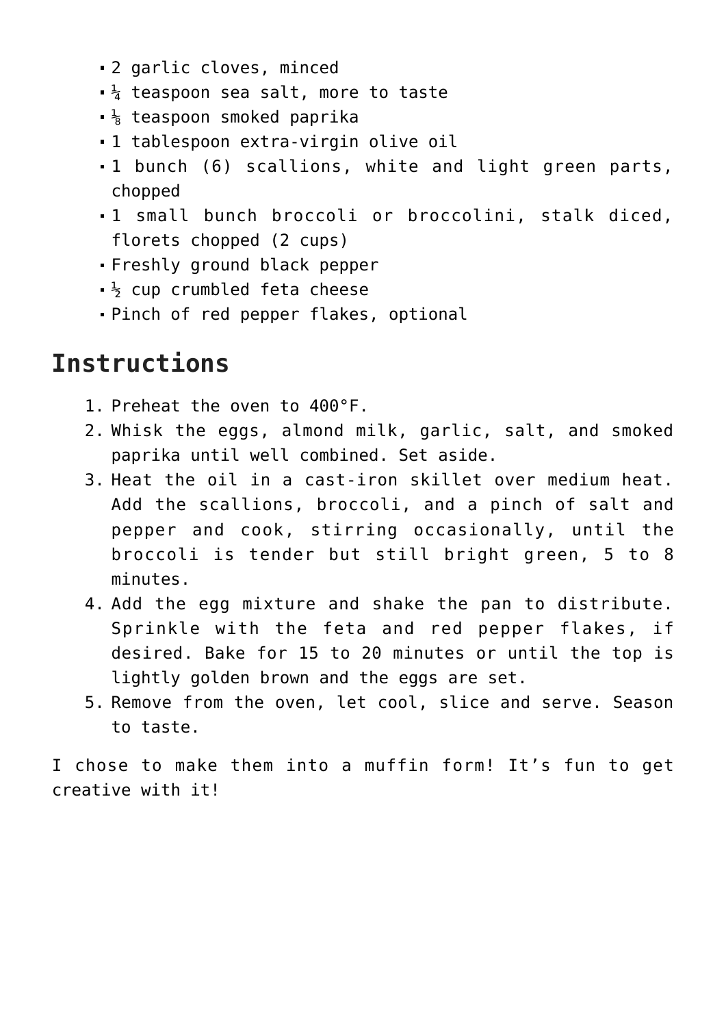- 2 garlic cloves, minced
- ¼ teaspoon sea salt, more to taste
- ⅛ teaspoon smoked paprika
- 1 tablespoon extra-virgin olive oil
- 1 bunch (6) scallions, white and light green parts, chopped
- 1 small bunch broccoli or broccolini, stalk diced, florets chopped (2 cups)
- Freshly ground black pepper
- ½ cup crumbled feta cheese
- Pinch of red pepper flakes, optional

## Instructions

1. Preheat the oven to 400°F.
2. Whisk the eggs, almond milk, garlic, salt, and smoked paprika until well combined. Set aside.
3. Heat the oil in a cast-iron skillet over medium heat. Add the scallions, broccoli, and a pinch of salt and pepper and cook, stirring occasionally, until the broccoli is tender but still bright green, 5 to 8 minutes.
4. Add the egg mixture and shake the pan to distribute. Sprinkle with the feta and red pepper flakes, if desired. Bake for 15 to 20 minutes or until the top is lightly golden brown and the eggs are set.
5. Remove from the oven, let cool, slice and serve. Season to taste.

I chose to make them into a muffin form! It's fun to get creative with it!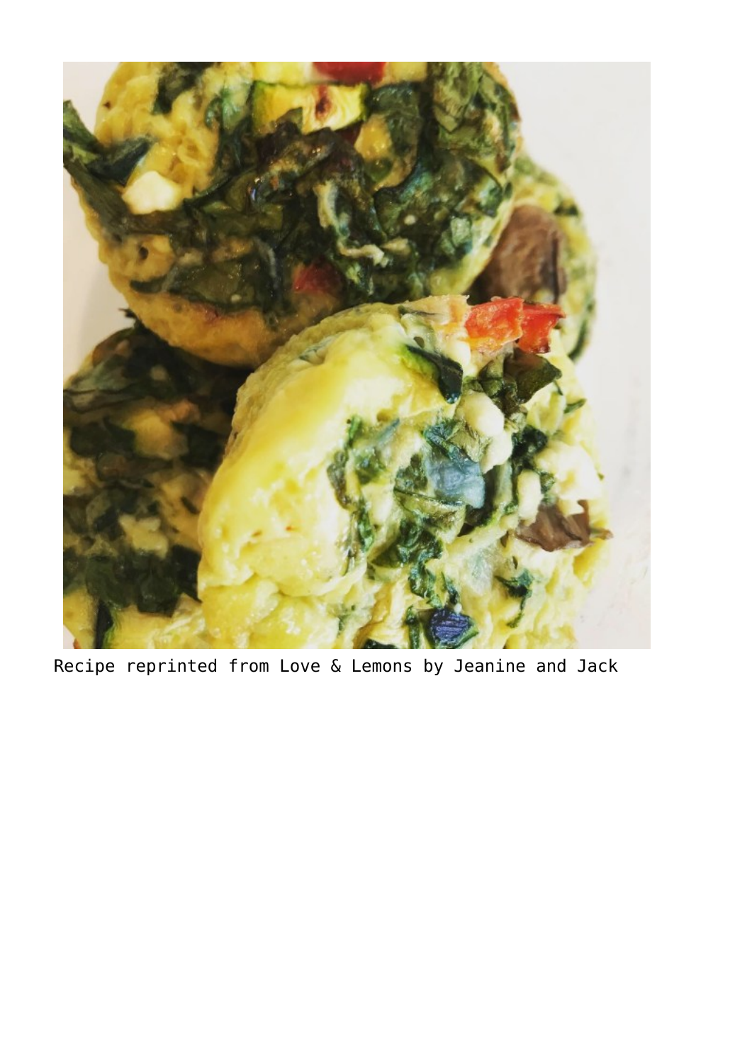Recipe reprinted from Love & Lemons by Jeanine and Jack